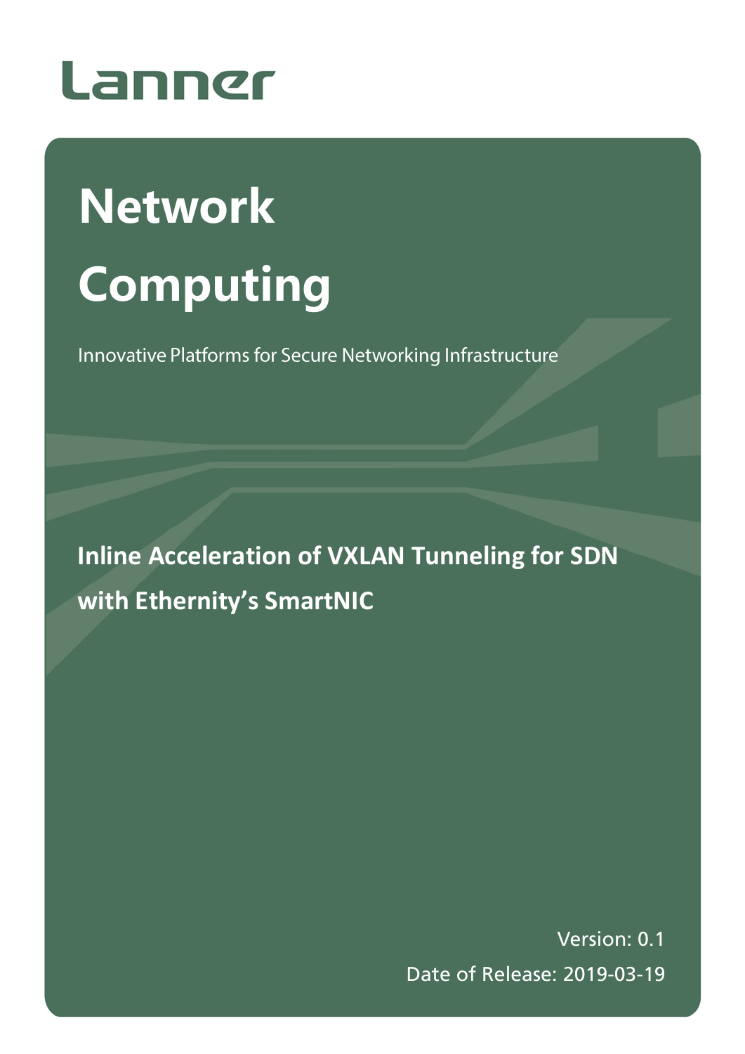Lanner

# Network Computing

Innovative Platforms for Secure Networking Infrastructure

## Inline Acceleration of VXLAN Tunneling for SDN with Ethernity's SmartNIC

Version: 0.1

Date of Release: 2019-03-19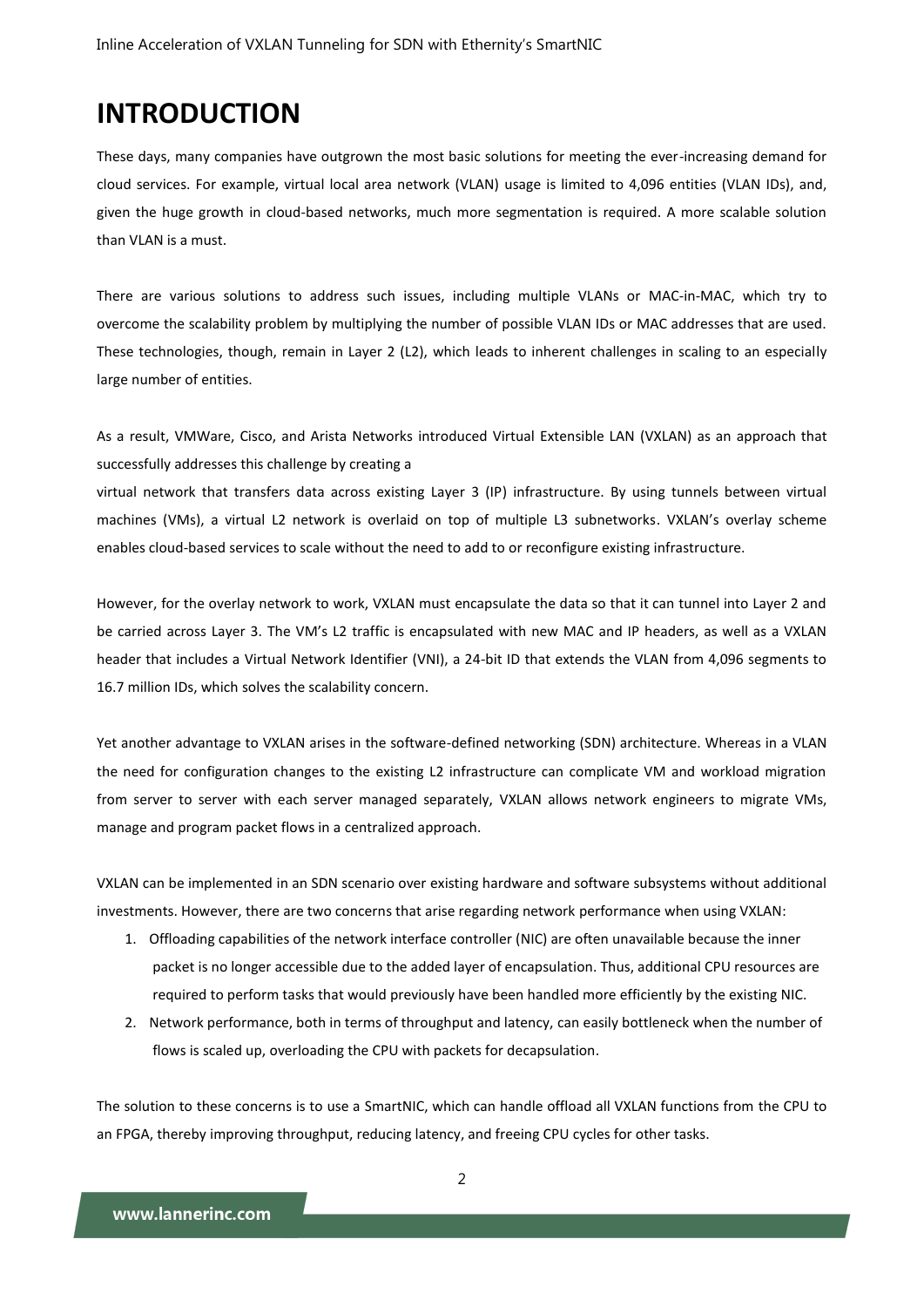# INTRODUCTION

These days, many companies have outgrown the most basic solutions for meeting the ever-increasing demand for cloud services. For example, virtual local area network (VLAN) usage is limited to 4,096 entities (VLAN IDs), and, given the huge growth in cloud-based networks, much more segmentation is required. A more scalable solution than VLAN is a must.

There are various solutions to address such issues, including multiple VLANs or MAC-in-MAC, which try to overcome the scalability problem by multiplying the number of possible VLAN IDs or MAC addresses that are used. These technologies, though, remain in Layer 2 (L2), which leads to inherent challenges in scaling to an especially large number of entities.

As a result, VMWare, Cisco, and Arista Networks introduced Virtual Extensible LAN (VXLAN) as an approach that successfully addresses this challenge by creating a virtual network that transfers data across existing Layer 3 (IP) infrastructure. By using tunnels between virtual machines (VMs), a virtual L2 network is overlaid on top of multiple L3 subnetworks. VXLAN's overlay scheme enables cloud-based services to scale without the need to add to or reconfigure existing infrastructure.

However, for the overlay network to work, VXLAN must encapsulate the data so that it can tunnel into Layer 2 and be carried across Layer 3. The VM's L2 traffic is encapsulated with new MAC and IP headers, as well as a VXLAN header that includes a Virtual Network Identifier (VNI), a 24-bit ID that extends the VLAN from 4,096 segments to 16.7 million IDs, which solves the scalability concern.

Yet another advantage to VXLAN arises in the software-defined networking (SDN) architecture. Whereas in a VLAN the need for configuration changes to the existing L2 infrastructure can complicate VM and workload migration from server to server with each server managed separately, VXLAN allows network engineers to migrate VMs, manage and program packet flows in a centralized approach.

VXLAN can be implemented in an SDN scenario over existing hardware and software subsystems without additional investments. However, there are two concerns that arise regarding network performance when using VXLAN:

1. Offloading capabilities of the network interface controller (NIC) are often unavailable because the inner packet is no longer accessible due to the added layer of encapsulation. Thus, additional CPU resources are required to perform tasks that would previously have been handled more efficiently by the existing NIC.
2. Network performance, both in terms of throughput and latency, can easily bottleneck when the number of flows is scaled up, overloading the CPU with packets for decapsulation.

The solution to these concerns is to use a SmartNIC, which can handle offload all VXLAN functions from the CPU to an FPGA, thereby improving throughput, reducing latency, and freeing CPU cycles for other tasks.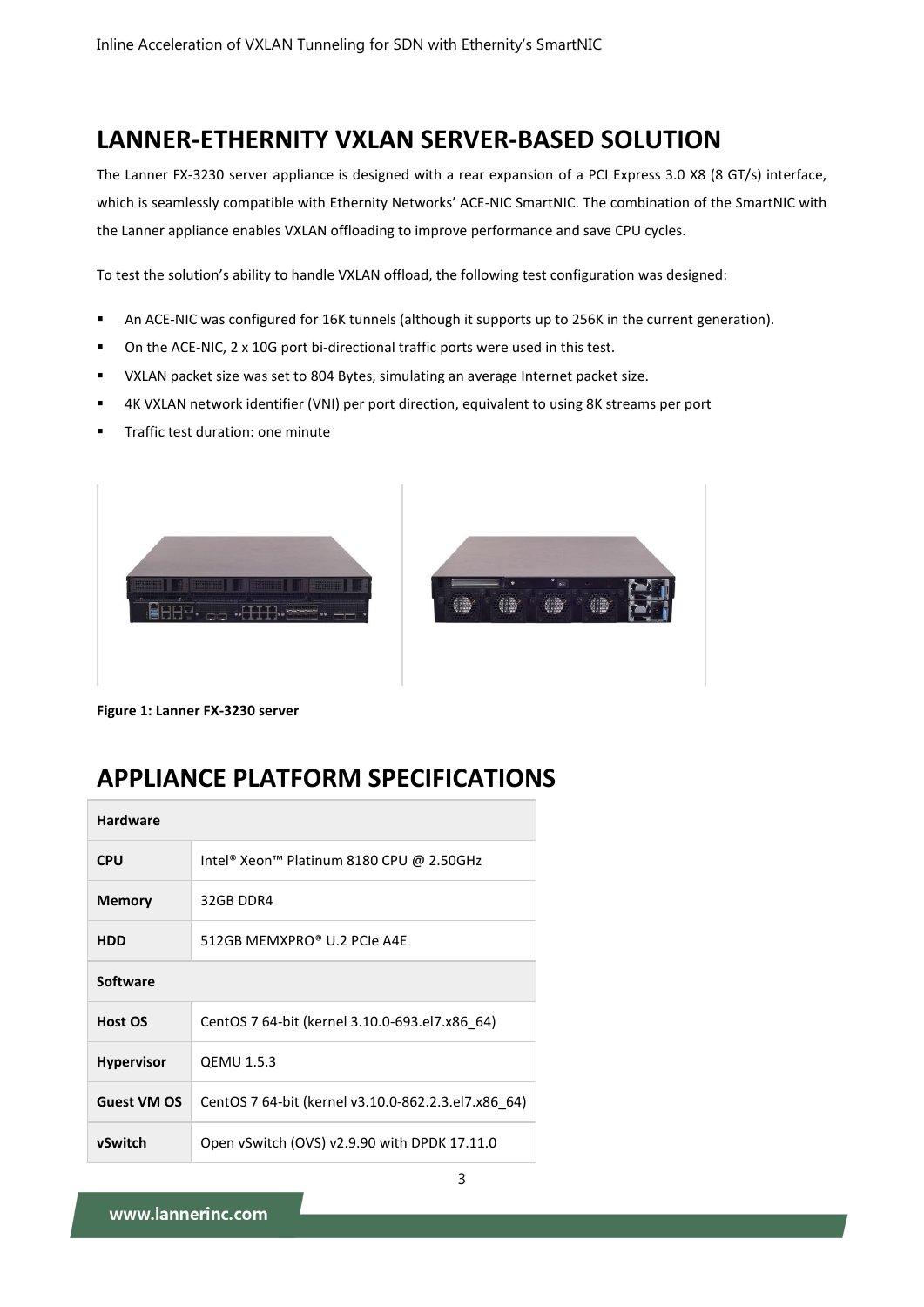## LANNER-ETHERNITY VXLAN SERVER-BASED SOLUTION

The Lanner FX-3230 server appliance is designed with a rear expansion of a PCI Express 3.0 X8 (8 GT/s) interface, which is seamlessly compatible with Ethernity Networks' ACE-NIC SmartNIC. The combination of the SmartNIC with the Lanner appliance enables VXLAN offloading to improve performance and save CPU cycles.

To test the solution's ability to handle VXLAN offload, the following test configuration was designed:

- An ACE-NIC was configured for 16K tunnels (although it supports up to 256K in the current generation).
- On the ACE-NIC, 2 x 10G port bi-directional traffic ports were used in this test.
- VXLAN packet size was set to 804 Bytes, simulating an average Internet packet size.
- 4K VXLAN network identifier (VNI) per port direction, equivalent to using 8K streams per port
- Traffic test duration: one minute

**Figure 1: Lanner FX-3230 server**

## APPLIANCE PLATFORM SPECIFICATIONS

| **Hardware** | |
|---|---|
| **CPU** | Intel® Xeon™ Platinum 8180 CPU @ 2.50GHz |
| **Memory** | 32GB DDR4 |
| **HDD** | 512GB MEMXPRO® U.2 PCIe A4E |
| **Software** | |
| **Host OS** | CentOS 7 64-bit (kernel 3.10.0-693.el7.x86_64) |
| **Hypervisor** | QEMU 1.5.3 |
| **Guest VM OS** | CentOS 7 64-bit (kernel v3.10.0-862.2.3.el7.x86_64) |
| **vSwitch** | Open vSwitch (OVS) v2.9.90 with DPDK 17.11.0 |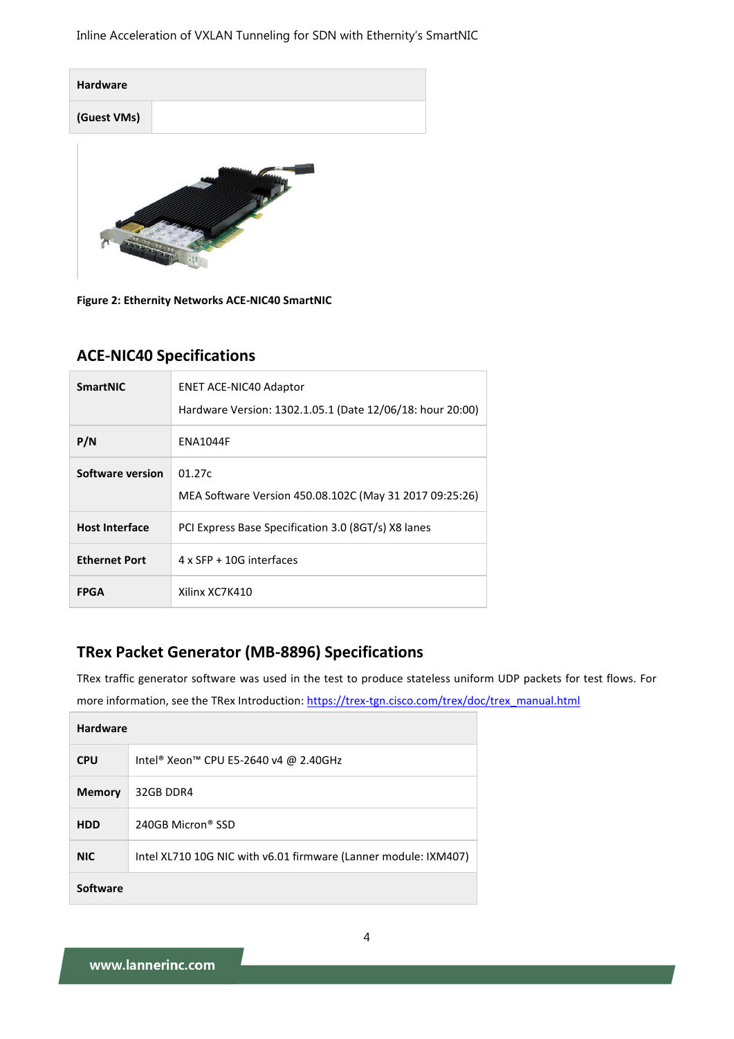| Hardware | |
| --- | --- |
| (Guest VMs) | |

Figure 2: Ethernity Networks ACE-NIC40 SmartNIC

## ACE-NIC40 Specifications

| SmartNIC | ENET ACE-NIC40 Adaptor<br>Hardware Version: 1302.1.05.1 (Date 12/06/18: hour 20:00) |
| --- | --- |
| P/N | ENA1044F |
| Software version | 01.27c<br>MEA Software Version 450.08.102C (May 31 2017 09:25:26) |
| Host Interface | PCI Express Base Specification 3.0 (8GT/s) X8 lanes |
| Ethernet Port | 4 x SFP + 10G interfaces |
| FPGA | Xilinx XC7K410 |

## TRex Packet Generator (MB-8896) Specifications

TRex traffic generator software was used in the test to produce stateless uniform UDP packets for test flows. For more information, see the TRex Introduction: https://trex-tgn.cisco.com/trex/doc/trex_manual.html

| Hardware | |
| --- | --- |
| CPU | Intel® Xeon™ CPU E5-2640 v4 @ 2.40GHz |
| Memory | 32GB DDR4 |
| HDD | 240GB Micron® SSD |
| NIC | Intel XL710 10G NIC with v6.01 firmware (Lanner module: IXM407) |
| Software | |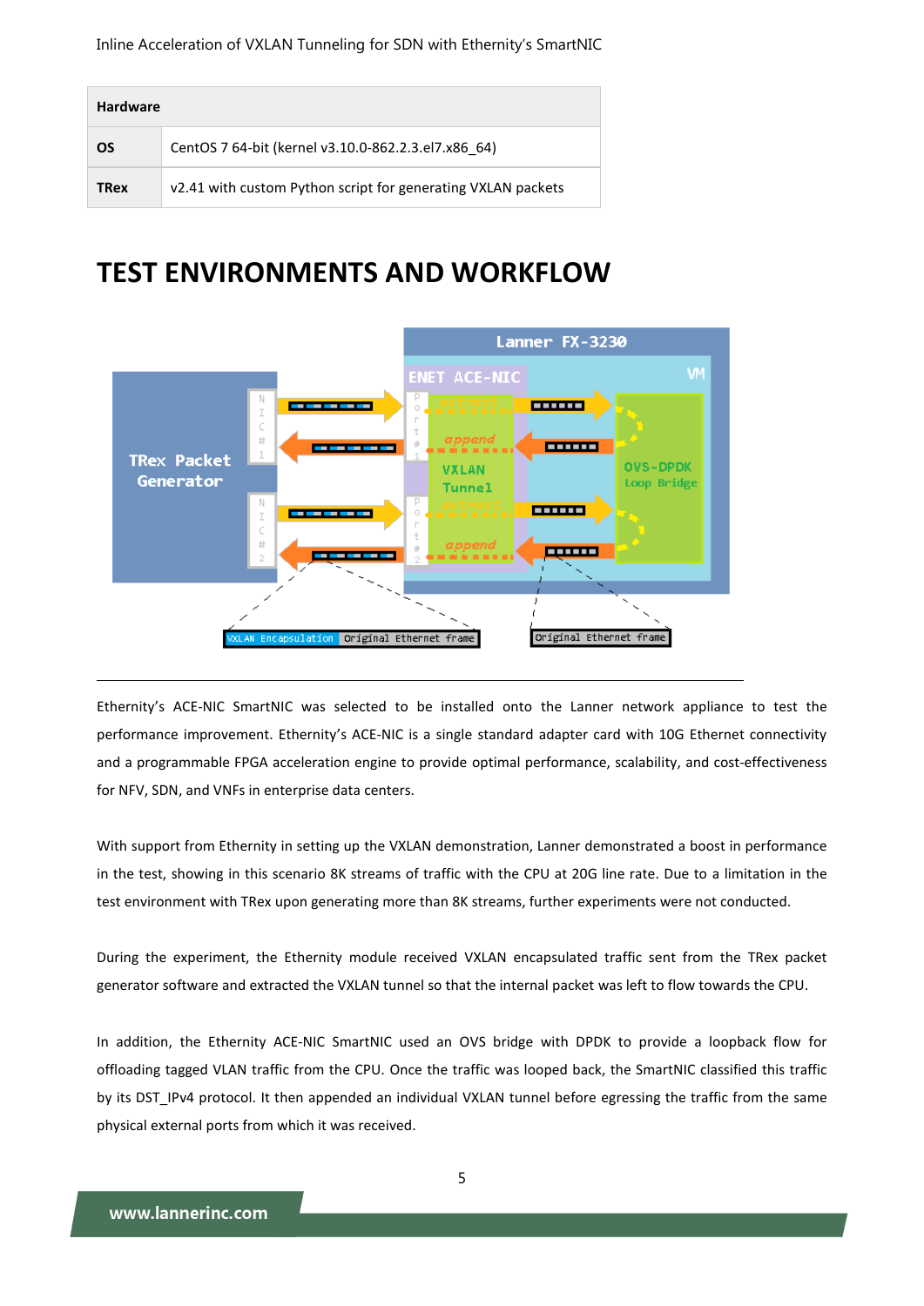| Hardware | |
|---|---|
| **OS** | CentOS 7 64-bit (kernel v3.10.0-862.2.3.el7.x86_64) |
| **TRex** | v2.41 with custom Python script for generating VXLAN packets |

# TEST ENVIRONMENTS AND WORKFLOW

Ethernity's ACE-NIC SmartNIC was selected to be installed onto the Lanner network appliance to test the performance improvement. Ethernity's ACE-NIC is a single standard adapter card with 10G Ethernet connectivity and a programmable FPGA acceleration engine to provide optimal performance, scalability, and cost-effectiveness for NFV, SDN, and VNFs in enterprise data centers.

With support from Ethernity in setting up the VXLAN demonstration, Lanner demonstrated a boost in performance in the test, showing in this scenario 8K streams of traffic with the CPU at 20G line rate. Due to a limitation in the test environment with TRex upon generating more than 8K streams, further experiments were not conducted.

During the experiment, the Ethernity module received VXLAN encapsulated traffic sent from the TRex packet generator software and extracted the VXLAN tunnel so that the internal packet was left to flow towards the CPU.

In addition, the Ethernity ACE-NIC SmartNIC used an OVS bridge with DPDK to provide a loopback flow for offloading tagged VLAN traffic from the CPU. Once the traffic was looped back, the SmartNIC classified this traffic by its DST_IPv4 protocol. It then appended an individual VXLAN tunnel before egressing the traffic from the same physical external ports from which it was received.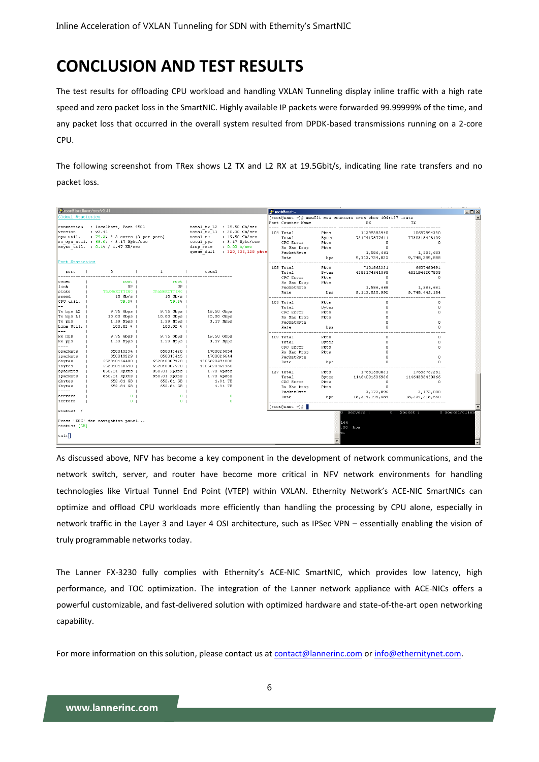# CONCLUSION AND TEST RESULTS

The test results for offloading CPU workload and handling VXLAN Tunneling display inline traffic with a high rate speed and zero packet loss in the SmartNIC. Highly available IP packets were forwarded 99.99999% of the time, and any packet loss that occurred in the overall system resulted from DPDK-based transmissions running on a 2-core CPU.

The following screenshot from TRex shows L2 TX and L2 RX at 19.5Gbit/s, indicating line rate transfers and no packet loss.

As discussed above, NFV has become a key component in the development of network communications, and the network switch, server, and router have become more critical in NFV network environments for handling technologies like Virtual Tunnel End Point (VTEP) within VXLAN. Ethernity Network's ACE-NIC SmartNICs can optimize and offload CPU workloads more efficiently than handling the processing by CPU alone, especially in network traffic in the Layer 3 and Layer 4 OSI architecture, such as IPSec VPN – essentially enabling the vision of truly programmable networks today.

The Lanner FX-3230 fully complies with Ethernity's ACE-NIC SmartNIC, which provides low latency, high performance, and TOC optimization. The integration of the Lanner network appliance with ACE-NICs offers a powerful customizable, and fast-delivered solution with optimized hardware and state-of-the-art open networking capability.

For more information on this solution, please contact us at contact@lannerinc.com or info@ethernitynet.com.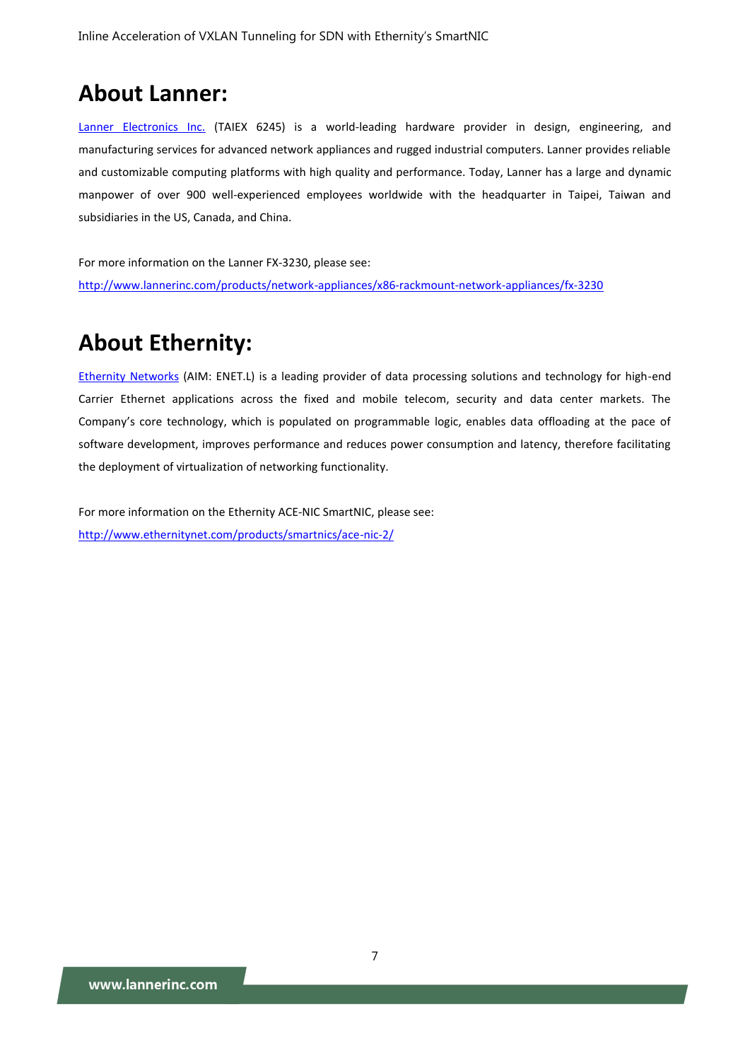# About Lanner:

[Lanner Electronics Inc.](http://www.lannerinc.com) (TAIEX 6245) is a world-leading hardware provider in design, engineering, and manufacturing services for advanced network appliances and rugged industrial computers. Lanner provides reliable and customizable computing platforms with high quality and performance. Today, Lanner has a large and dynamic manpower of over 900 well-experienced employees worldwide with the headquarter in Taipei, Taiwan and subsidiaries in the US, Canada, and China.

For more information on the Lanner FX-3230, please see:
http://www.lannerinc.com/products/network-appliances/x86-rackmount-network-appliances/fx-3230

# About Ethernity:

[Ethernity Networks](http://www.ethernitynet.com) (AIM: ENET.L) is a leading provider of data processing solutions and technology for high-end Carrier Ethernet applications across the fixed and mobile telecom, security and data center markets. The Company's core technology, which is populated on programmable logic, enables data offloading at the pace of software development, improves performance and reduces power consumption and latency, therefore facilitating the deployment of virtualization of networking functionality.

For more information on the Ethernity ACE-NIC SmartNIC, please see:
http://www.ethernitynet.com/products/smartnics/ace-nic-2/